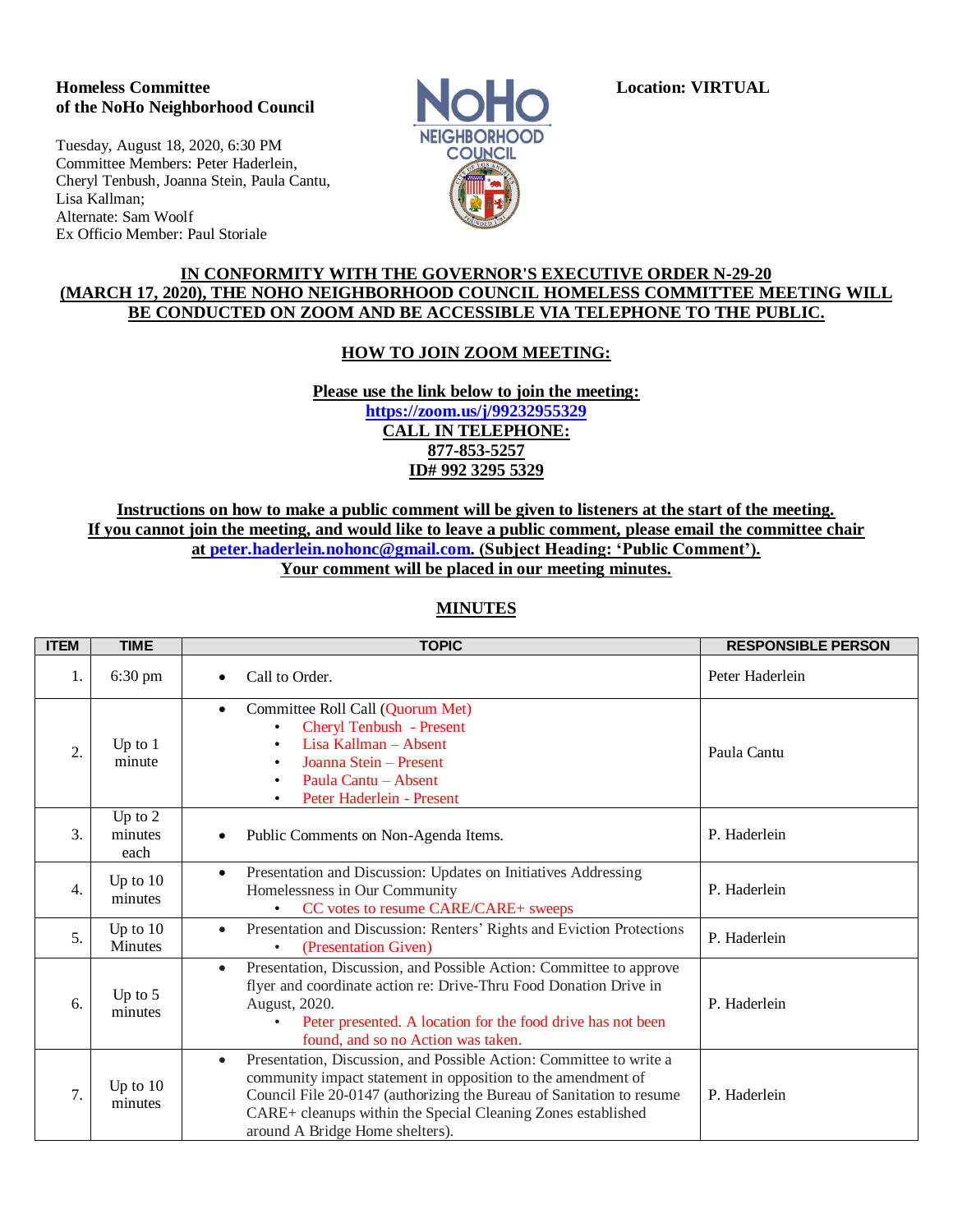**Homeless Committee**
**of the NoHo Neighborhood Council**

Tuesday, August 18, 2020, 6:30 PM
Committee Members: Peter Haderlein, Cheryl Tenbush, Joanna Stein, Paula Cantu, Lisa Kallman;
Alternate: Sam Woolf
Ex Officio Member: Paul Storiale

**Location: VIRTUAL**

**IN CONFORMITY WITH THE GOVERNOR'S EXECUTIVE ORDER N-29-20 (MARCH 17, 2020), THE NOHO NEIGHBORHOOD COUNCIL HOMELESS COMMITTEE MEETING WILL BE CONDUCTED ON ZOOM AND BE ACCESSIBLE VIA TELEPHONE TO THE PUBLIC.**

**HOW TO JOIN ZOOM MEETING:**

**Please use the link below to join the meeting:**
**https://zoom.us/j/99232955329**
**CALL IN TELEPHONE:**
**877-853-5257**
**ID# 992 3295 5329**

**Instructions on how to make a public comment will be given to listeners at the start of the meeting. If you cannot join the meeting, and would like to leave a public comment, please email the committee chair at peter.haderlein.nohonc@gmail.com. (Subject Heading: 'Public Comment'). Your comment will be placed in our meeting minutes.**

## MINUTES

| ITEM | TIME | TOPIC | RESPONSIBLE PERSON |
|---|---|---|---|
| 1. | 6:30 pm | • Call to Order. | Peter Haderlein |
| 2. | Up to 1 minute | • Committee Roll Call (Quorum Met)<br>◦ Cheryl Tenbush - Present<br>◦ Lisa Kallman – Absent<br>◦ Joanna Stein – Present<br>◦ Paula Cantu – Absent<br>◦ Peter Haderlein - Present | Paula Cantu |
| 3. | Up to 2 minutes each | • Public Comments on Non-Agenda Items. | P. Haderlein |
| 4. | Up to 10 minutes | • Presentation and Discussion: Updates on Initiatives Addressing Homelessness in Our Community<br>◦ CC votes to resume CARE/CARE+ sweeps | P. Haderlein |
| 5. | Up to 10 Minutes | • Presentation and Discussion: Renters' Rights and Eviction Protections<br>◦ (Presentation Given) | P. Haderlein |
| 6. | Up to 5 minutes | • Presentation, Discussion, and Possible Action: Committee to approve flyer and coordinate action re: Drive-Thru Food Donation Drive in August, 2020.<br>◦ Peter presented. A location for the food drive has not been found, and so no Action was taken. | P. Haderlein |
| 7. | Up to 10 minutes | • Presentation, Discussion, and Possible Action: Committee to write a community impact statement in opposition to the amendment of Council File 20-0147 (authorizing the Bureau of Sanitation to resume CARE+ cleanups within the Special Cleaning Zones established around A Bridge Home shelters). | P. Haderlein |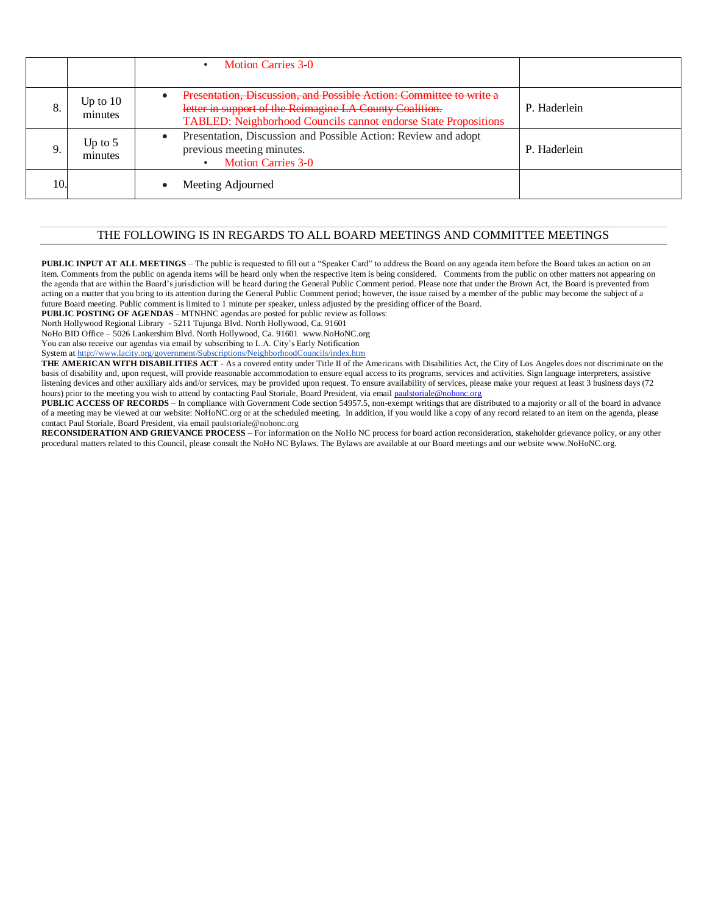| | | | |
|---|---|---|---|
| | | • Motion Carries 3-0 | |
| 8. | Up to 10 minutes | • ~~Presentation, Discussion, and Possible Action: Committee to write a letter in support of the Reimagine LA County Coalition.~~ TABLED: Neighborhood Councils cannot endorse State Propositions | P. Haderlein |
| 9. | Up to 5 minutes | • Presentation, Discussion and Possible Action: Review and adopt previous meeting minutes. • Motion Carries 3-0 | P. Haderlein |
| 10. | | • Meeting Adjourned | |

THE FOLLOWING IS IN REGARDS TO ALL BOARD MEETINGS AND COMMITTEE MEETINGS

**PUBLIC INPUT AT ALL MEETINGS** – The public is requested to fill out a "Speaker Card" to address the Board on any agenda item before the Board takes an action on an item. Comments from the public on agenda items will be heard only when the respective item is being considered. Comments from the public on other matters not appearing on the agenda that are within the Board's jurisdiction will be heard during the General Public Comment period. Please note that under the Brown Act, the Board is prevented from acting on a matter that you bring to its attention during the General Public Comment period; however, the issue raised by a member of the public may become the subject of a future Board meeting. Public comment is limited to 1 minute per speaker, unless adjusted by the presiding officer of the Board.

**PUBLIC POSTING OF AGENDAS** - MTNHNC agendas are posted for public review as follows:
North Hollywood Regional Library - 5211 Tujunga Blvd. North Hollywood, Ca. 91601
NoHo BID Office – 5026 Lankershim Blvd. North Hollywood, Ca. 91601 www.NoHoNC.org
You can also receive our agendas via email by subscribing to L.A. City's Early Notification
System at http://www.lacity.org/government/Subscriptions/NeighborhoodCouncils/index.htm

**THE AMERICAN WITH DISABILITIES ACT** - As a covered entity under Title II of the Americans with Disabilities Act, the City of Los Angeles does not discriminate on the basis of disability and, upon request, will provide reasonable accommodation to ensure equal access to its programs, services and activities. Sign language interpreters, assistive listening devices and other auxiliary aids and/or services, may be provided upon request. To ensure availability of services, please make your request at least 3 business days (72 hours) prior to the meeting you wish to attend by contacting Paul Storiale, Board President, via email paulstoriale@nohonc.org

**PUBLIC ACCESS OF RECORDS** – In compliance with Government Code section 54957.5, non-exempt writings that are distributed to a majority or all of the board in advance of a meeting may be viewed at our website: NoHoNC.org or at the scheduled meeting. In addition, if you would like a copy of any record related to an item on the agenda, please contact Paul Storiale, Board President, via email paulstoriale@nohonc.org

**RECONSIDERATION AND GRIEVANCE PROCESS** – For information on the NoHo NC process for board action reconsideration, stakeholder grievance policy, or any other procedural matters related to this Council, please consult the NoHo NC Bylaws. The Bylaws are available at our Board meetings and our website www.NoHoNC.org.